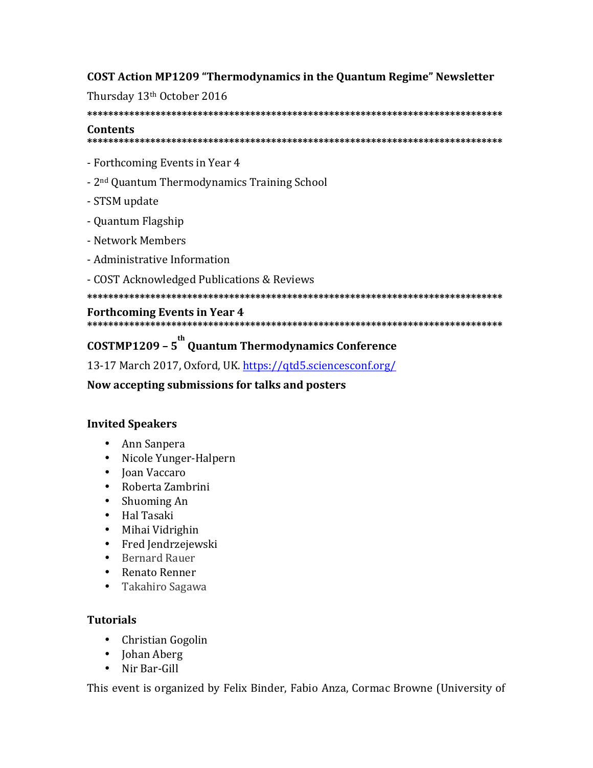**COST Action MP1209 "Thermodynamics in the Quantum Regime" Newsletter**

Thursday 13th October 2016

*******************************************************************************

**Contents**

*******************************************************************************

- Forthcoming Events in Year 4
- 2nd Quantum Thermodynamics Training School
- STSM update
- Quantum Flagship
- Network Members
- Administrative Information
- COST Acknowledged Publications & Reviews

*******************************************************************************

**Forthcoming Events in Year 4**

*******************************************************************************

**COSTMP1209 – 5th Quantum Thermodynamics Conference**

13-17 March 2017, Oxford, UK. https://qtd5.sciencesconf.org/

**Now accepting submissions for talks and posters**

**Invited Speakers**

- Ann Sanpera
- Nicole Yunger-Halpern
- Joan Vaccaro
- Roberta Zambrini
- Shuoming An
- Hal Tasaki
- Mihai Vidrighin
- Fred Jendrzejewski
- Bernard Rauer
- Renato Renner
- Takahiro Sagawa

**Tutorials**

- Christian Gogolin
- Johan Aberg
- Nir Bar-Gill

This event is organized by Felix Binder, Fabio Anza, Cormac Browne (University of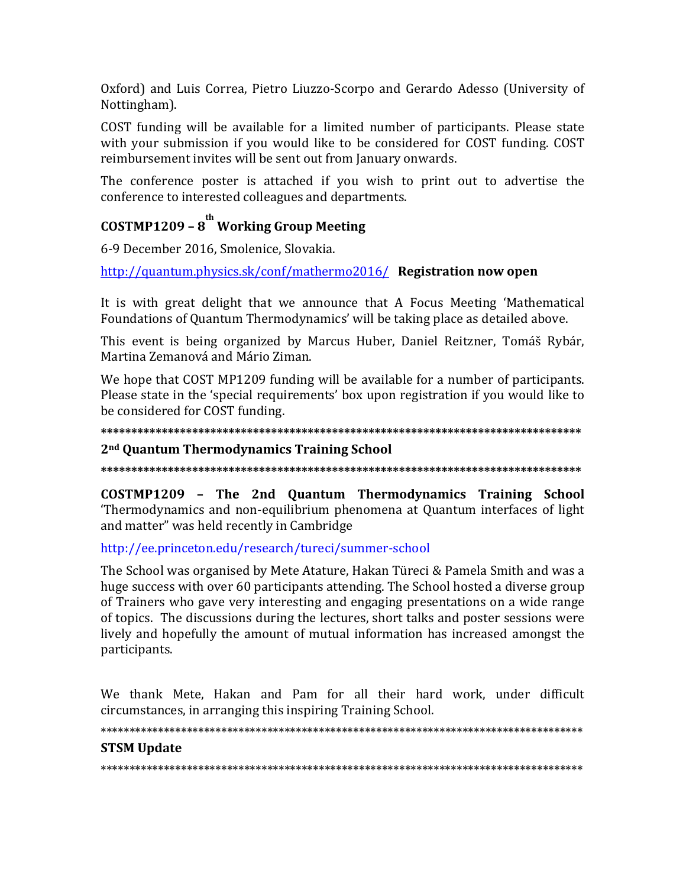Oxford) and Luis Correa, Pietro Liuzzo-Scorpo and Gerardo Adesso (University of Nottingham).

COST funding will be available for a limited number of participants. Please state with your submission if you would like to be considered for COST funding. COST reimbursement invites will be sent out from January onwards.

The conference poster is attached if you wish to print out to advertise the conference to interested colleagues and departments.

### COSTMP1209 – 8th Working Group Meeting

6-9 December 2016, Smolenice, Slovakia.

http://quantum.physics.sk/conf/mathermo2016/ **Registration now open**

It is with great delight that we announce that A Focus Meeting 'Mathematical Foundations of Quantum Thermodynamics' will be taking place as detailed above.

This event is being organized by Marcus Huber, Daniel Reitzner, Tomáš Rybár, Martina Zemanová and Mário Ziman.

We hope that COST MP1209 funding will be available for a number of participants. Please state in the 'special requirements' box upon registration if you would like to be considered for COST funding.

**********************************************************************************

### 2nd Quantum Thermodynamics Training School

**********************************************************************************

**COSTMP1209 – The 2nd Quantum Thermodynamics Training School** 'Thermodynamics and non-equilibrium phenomena at Quantum interfaces of light and matter" was held recently in Cambridge

http://ee.princeton.edu/research/tureci/summer-school

The School was organised by Mete Atature, Hakan Türeci & Pamela Smith and was a huge success with over 60 participants attending. The School hosted a diverse group of Trainers who gave very interesting and engaging presentations on a wide range of topics. The discussions during the lectures, short talks and poster sessions were lively and hopefully the amount of mutual information has increased amongst the participants.

We thank Mete, Hakan and Pam for all their hard work, under difficult circumstances, in arranging this inspiring Training School.

**********************************************************************************

### STSM Update

**********************************************************************************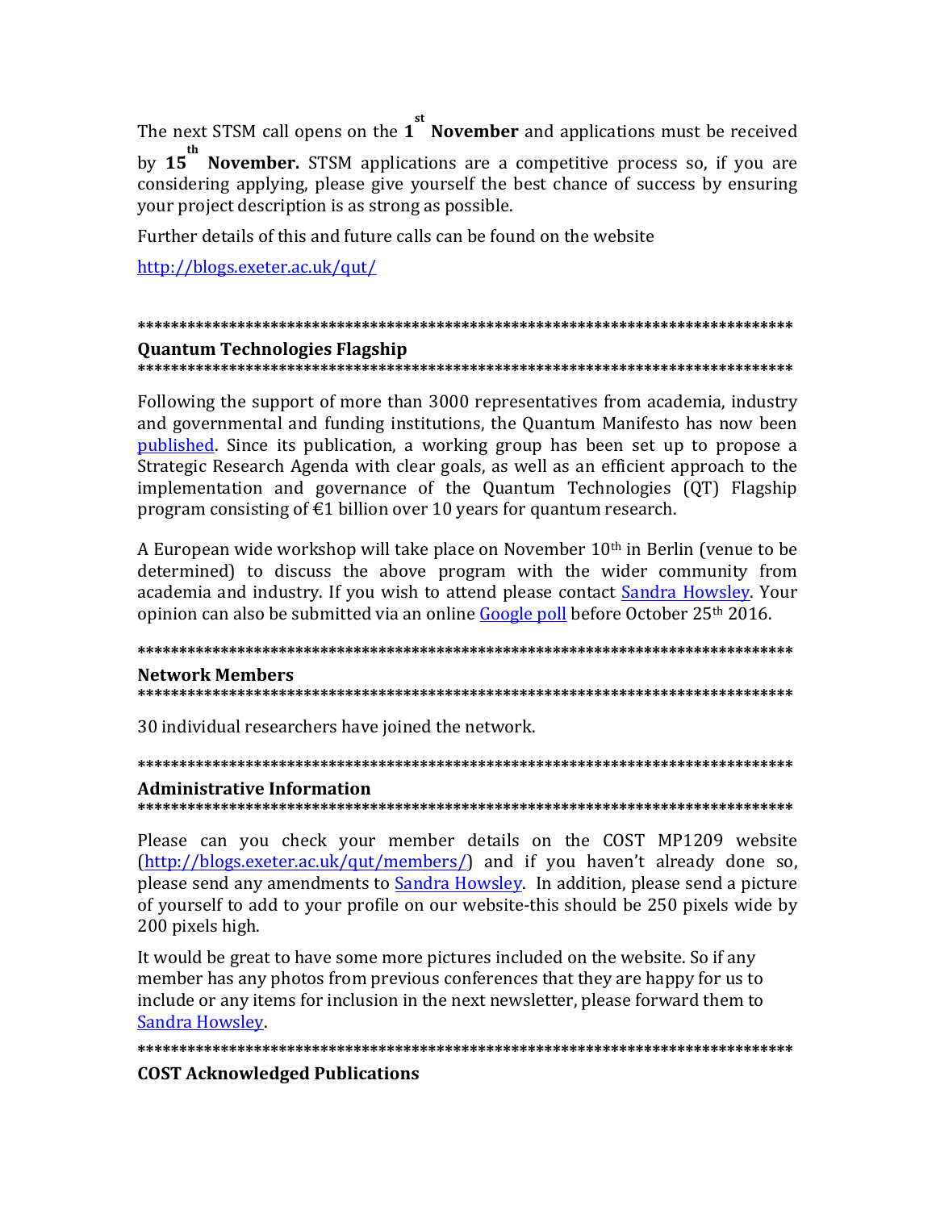The next STSM call opens on the 1st **November** and applications must be received by **15th November.** STSM applications are a competitive process so, if you are considering applying, please give yourself the best chance of success by ensuring your project description is as strong as possible.

Further details of this and future calls can be found on the website

http://blogs.exeter.ac.uk/qut/

********************************************************************************

## Quantum Technologies Flagship

********************************************************************************

Following the support of more than 3000 representatives from academia, industry and governmental and funding institutions, the Quantum Manifesto has now been published. Since its publication, a working group has been set up to propose a Strategic Research Agenda with clear goals, as well as an efficient approach to the implementation and governance of the Quantum Technologies (QT) Flagship program consisting of €1 billion over 10 years for quantum research.

A European wide workshop will take place on November 10th in Berlin (venue to be determined) to discuss the above program with the wider community from academia and industry. If you wish to attend please contact Sandra Howsley. Your opinion can also be submitted via an online Google poll before October 25th 2016.

********************************************************************************

## Network Members

********************************************************************************

30 individual researchers have joined the network.

********************************************************************************

## Administrative Information

********************************************************************************

Please can you check your member details on the COST MP1209 website (http://blogs.exeter.ac.uk/qut/members/) and if you haven't already done so, please send any amendments to Sandra Howsley. In addition, please send a picture of yourself to add to your profile on our website-this should be 250 pixels wide by 200 pixels high.

It would be great to have some more pictures included on the website. So if any member has any photos from previous conferences that they are happy for us to include or any items for inclusion in the next newsletter, please forward them to Sandra Howsley.

********************************************************************************

## COST Acknowledged Publications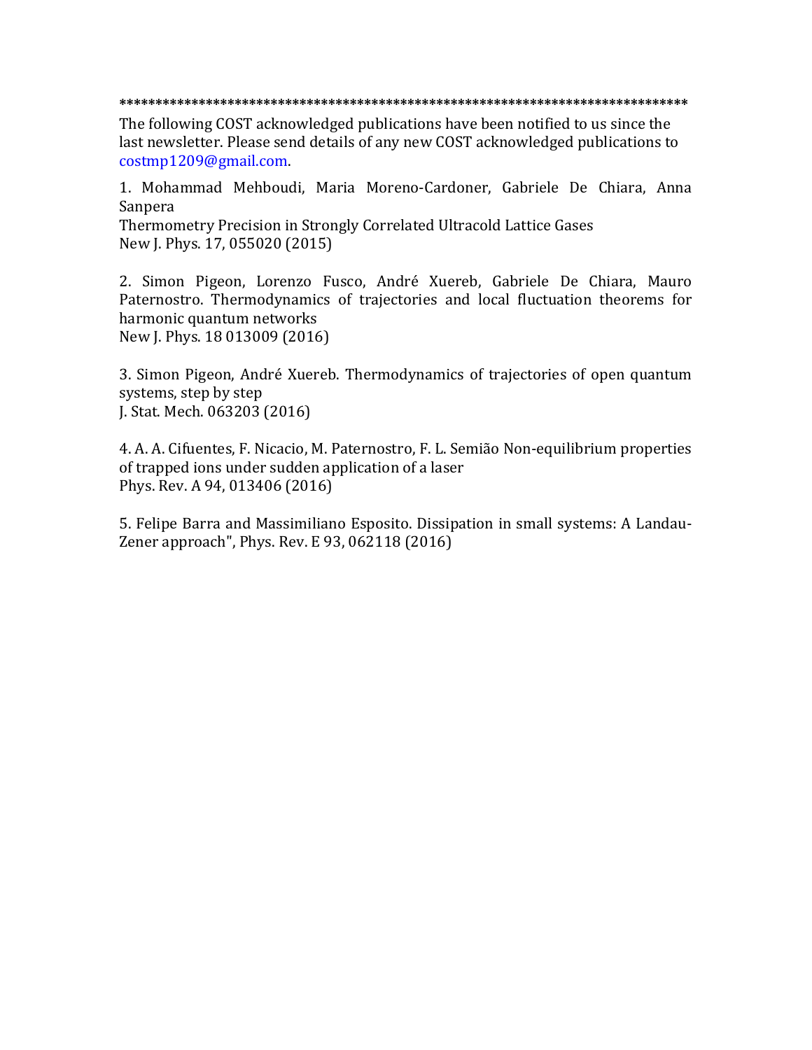******************************************************************************

The following COST acknowledged publications have been notified to us since the last newsletter. Please send details of any new COST acknowledged publications to costmp1209@gmail.com.

1. Mohammad Mehboudi, Maria Moreno-Cardoner, Gabriele De Chiara, Anna Sanpera
Thermometry Precision in Strongly Correlated Ultracold Lattice Gases
New J. Phys. 17, 055020 (2015)

2. Simon Pigeon, Lorenzo Fusco, André Xuereb, Gabriele De Chiara, Mauro Paternostro. Thermodynamics of trajectories and local fluctuation theorems for harmonic quantum networks
New J. Phys. 18 013009 (2016)

3. Simon Pigeon, André Xuereb. Thermodynamics of trajectories of open quantum systems, step by step
J. Stat. Mech. 063203 (2016)

4. A. A. Cifuentes, F. Nicacio, M. Paternostro, F. L. Semião Non-equilibrium properties of trapped ions under sudden application of a laser
Phys. Rev. A 94, 013406 (2016)

5. Felipe Barra and Massimiliano Esposito. Dissipation in small systems: A Landau-Zener approach", Phys. Rev. E 93, 062118 (2016)